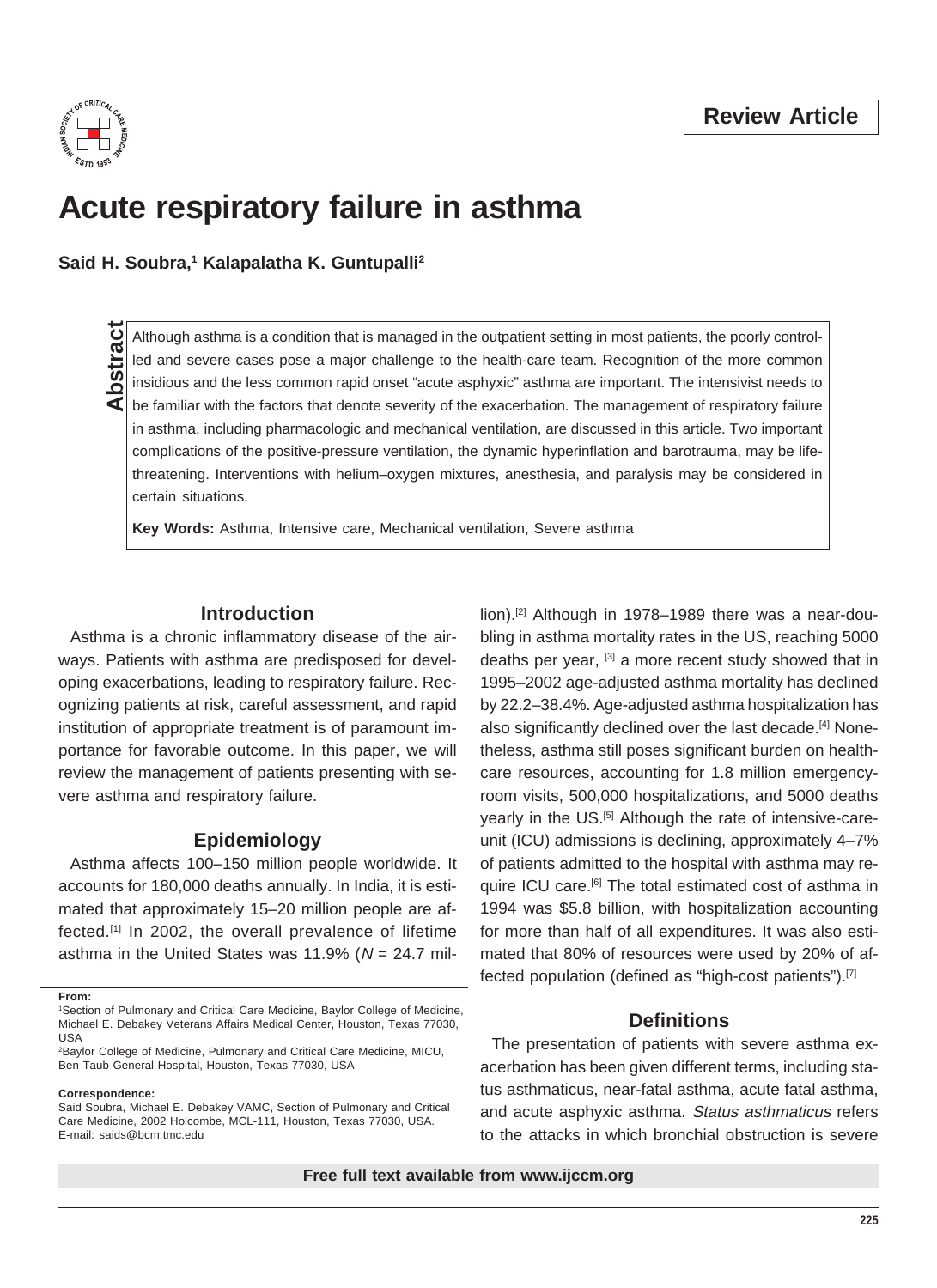Review Article

# Acute respiratory failure in asthma

**Said H. Soubra,[1] Kalapalatha K. Guntupalli[2]**

**Abstract**

Although asthma is a condition that is managed in the outpatient setting in most patients, the poorly controlled and severe cases pose a major challenge to the health-care team. Recognition of the more common insidious and the less common rapid onset "acute asphyxic" asthma are important. The intensivist needs to be familiar with the factors that denote severity of the exacerbation. The management of respiratory failure in asthma, including pharmacologic and mechanical ventilation, are discussed in this article. Two important complications of the positive-pressure ventilation, the dynamic hyperinflation and barotrauma, may be life-threatening. Interventions with helium–oxygen mixtures, anesthesia, and paralysis may be considered in certain situations.

**Key Words:** Asthma, Intensive care, Mechanical ventilation, Severe asthma

## Introduction

Asthma is a chronic inflammatory disease of the airways. Patients with asthma are predisposed for developing exacerbations, leading to respiratory failure. Recognizing patients at risk, careful assessment, and rapid institution of appropriate treatment is of paramount importance for favorable outcome. In this paper, we will review the management of patients presenting with severe asthma and respiratory failure.

## Epidemiology

Asthma affects 100–150 million people worldwide. It accounts for 180,000 deaths annually. In India, it is estimated that approximately 15–20 million people are affected.[1] In 2002, the overall prevalence of lifetime asthma in the United States was 11.9% (*N* = 24.7 million).[2] Although in 1978–1989 there was a near-doubling in asthma mortality rates in the US, reaching 5000 deaths per year, [3] a more recent study showed that in 1995–2002 age-adjusted asthma mortality has declined by 22.2–38.4%. Age-adjusted asthma hospitalization has also significantly declined over the last decade.[4] Nonetheless, asthma still poses significant burden on health-care resources, accounting for 1.8 million emergency-room visits, 500,000 hospitalizations, and 5000 deaths yearly in the US.[5] Although the rate of intensive-care-unit (ICU) admissions is declining, approximately 4–7% of patients admitted to the hospital with asthma may require ICU care.[6] The total estimated cost of asthma in 1994 was $5.8 billion, with hospitalization accounting for more than half of all expenditures. It was also estimated that 80% of resources were used by 20% of affected population (defined as "high-cost patients").[7]

## Definitions

The presentation of patients with severe asthma exacerbation has been given different terms, including status asthmaticus, near-fatal asthma, acute fatal asthma, and acute asphyxic asthma. *Status asthmaticus* refers to the attacks in which bronchial obstruction is severe

**From:**

[1]Section of Pulmonary and Critical Care Medicine, Baylor College of Medicine, Michael E. Debakey Veterans Affairs Medical Center, Houston, Texas 77030, USA

[2]Baylor College of Medicine, Pulmonary and Critical Care Medicine, MICU, Ben Taub General Hospital, Houston, Texas 77030, USA

**Correspondence:**

Said Soubra, Michael E. Debakey VAMC, Section of Pulmonary and Critical Care Medicine, 2002 Holcombe, MCL-111, Houston, Texas 77030, USA. E-mail: saids@bcm.tmc.edu

**Free full text available from www.ijccm.org**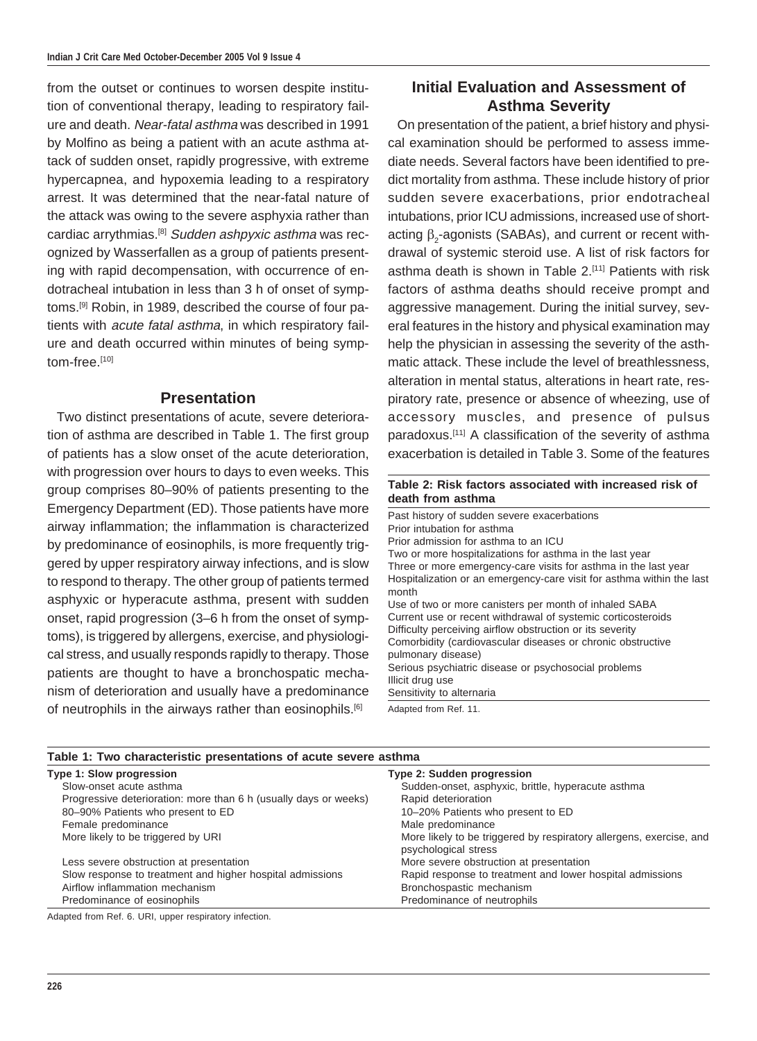from the outset or continues to worsen despite institution of conventional therapy, leading to respiratory failure and death. *Near-fatal asthma* was described in 1991 by Molfino as being a patient with an acute asthma attack of sudden onset, rapidly progressive, with extreme hypercapnea, and hypoxemia leading to a respiratory arrest. It was determined that the near-fatal nature of the attack was owing to the severe asphyxia rather than cardiac arrythmias.[8] *Sudden ashpyxic asthma* was recognized by Wasserfallen as a group of patients presenting with rapid decompensation, with occurrence of endotracheal intubation in less than 3 h of onset of symptoms.[9] Robin, in 1989, described the course of four patients with *acute fatal asthma*, in which respiratory failure and death occurred within minutes of being symptom-free.[10]

## Presentation

Two distinct presentations of acute, severe deterioration of asthma are described in Table 1. The first group of patients has a slow onset of the acute deterioration, with progression over hours to days to even weeks. This group comprises 80–90% of patients presenting to the Emergency Department (ED). Those patients have more airway inflammation; the inflammation is characterized by predominance of eosinophils, is more frequently triggered by upper respiratory airway infections, and is slow to respond to therapy. The other group of patients termed asphyxic or hyperacute asthma, present with sudden onset, rapid progression (3–6 h from the onset of symptoms), is triggered by allergens, exercise, and physiological stress, and usually responds rapidly to therapy. Those patients are thought to have a bronchospatic mechanism of deterioration and usually have a predominance of neutrophils in the airways rather than eosinophils.[6]

## Initial Evaluation and Assessment of Asthma Severity

On presentation of the patient, a brief history and physical examination should be performed to assess immediate needs. Several factors have been identified to predict mortality from asthma. These include history of prior sudden severe exacerbations, prior endotracheal intubations, prior ICU admissions, increased use of short-acting $\beta_2$-agonists (SABAs), and current or recent withdrawal of systemic steroid use. A list of risk factors for asthma death is shown in Table 2.[11] Patients with risk factors of asthma deaths should receive prompt and aggressive management. During the initial survey, several features in the history and physical examination may help the physician in assessing the severity of the asthmatic attack. These include the level of breathlessness, alteration in mental status, alterations in heart rate, respiratory rate, presence or absence of wheezing, use of accessory muscles, and presence of pulsus paradoxus.[11] A classification of the severity of asthma exacerbation is detailed in Table 3. Some of the features

**Table 2: Risk factors associated with increased risk of death from asthma**

| |
|---|
| Past history of sudden severe exacerbations |
| Prior intubation for asthma |
| Prior admission for asthma to an ICU |
| Two or more hospitalizations for asthma in the last year |
| Three or more emergency-care visits for asthma in the last year |
| Hospitalization or an emergency-care visit for asthma within the last month |
| Use of two or more canisters per month of inhaled SABA |
| Current use or recent withdrawal of systemic corticosteroids |
| Difficulty perceiving airflow obstruction or its severity |
| Comorbidity (cardiovascular diseases or chronic obstructive pulmonary disease) |
| Serious psychiatric disease or psychosocial problems |
| Illicit drug use |
| Sensitivity to alternaria |

Adapted from Ref. 11.

**Table 1: Two characteristic presentations of acute severe asthma**

| Type 1: Slow progression | Type 2: Sudden progression |
|---|---|
| Slow-onset acute asthma | Sudden-onset, asphyxic, brittle, hyperacute asthma |
| Progressive deterioration: more than 6 h (usually days or weeks) | Rapid deterioration |
| 80–90% Patients who present to ED | 10–20% Patients who present to ED |
| Female predominance | Male predominance |
| More likely to be triggered by URI | More likely to be triggered by respiratory allergens, exercise, and psychological stress |
| Less severe obstruction at presentation | More severe obstruction at presentation |
| Slow response to treatment and higher hospital admissions | Rapid response to treatment and lower hospital admissions |
| Airflow inflammation mechanism | Bronchospastic mechanism |
| Predominance of eosinophils | Predominance of neutrophils |

Adapted from Ref. 6. URI, upper respiratory infection.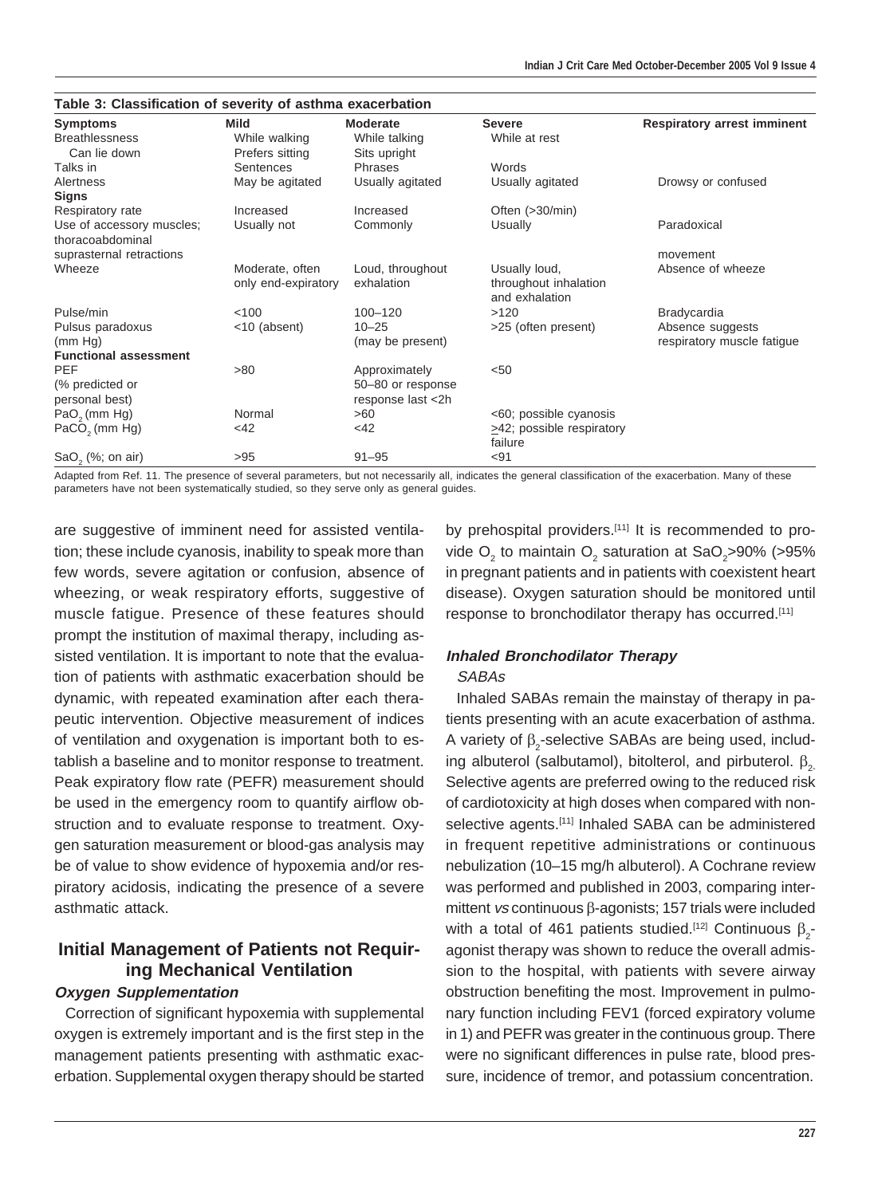**Table 3: Classification of severity of asthma exacerbation**

| Symptoms | Mild | Moderate | Severe | Respiratory arrest imminent |
|---|---|---|---|---|
| Breathlessness | While walking | While talking | While at rest | |
| Can lie down | Prefers sitting | Sits upright | | |
| Talks in | Sentences | Phrases | Words | |
| Alertness | May be agitated | Usually agitated | Usually agitated | Drowsy or confused |
| **Signs** | | | | |
| Respiratory rate | Increased | Increased | Often (>30/min) | |
| Use of accessory muscles; thoracoabdominal suprasternal retractions | Usually not | Commonly | Usually | Paradoxical movement |
| Wheeze | Moderate, often only end-expiratory | Loud, throughout exhalation | Usually loud, throughout inhalation and exhalation | Absence of wheeze |
| Pulse/min | <100 | 100–120 | >120 | Bradycardia |
| Pulsus paradoxus (mm Hg) | <10 (absent) | 10–25 (may be present) | >25 (often present) | Absence suggests respiratory muscle fatigue |
| **Functional assessment** | | | | |
| PEF (% predicted or personal best) | >80 | Approximately 50–80 or response last <2h | <50 | |
| $PaO_2$ (mm Hg) | Normal | >60 | <60; possible cyanosis | |
| $PaCO_2$ (mm Hg) | <42 | <42 | ≥42; possible respiratory failure | |
| $SaO_2$ (%; on air) | >95 | 91–95 | <91 | |

Adapted from Ref. 11. The presence of several parameters, but not necessarily all, indicates the general classification of the exacerbation. Many of these parameters have not been systematically studied, so they serve only as general guides.

are suggestive of imminent need for assisted ventilation; these include cyanosis, inability to speak more than few words, severe agitation or confusion, absence of wheezing, or weak respiratory efforts, suggestive of muscle fatigue. Presence of these features should prompt the institution of maximal therapy, including assisted ventilation. It is important to note that the evaluation of patients with asthmatic exacerbation should be dynamic, with repeated examination after each therapeutic intervention. Objective measurement of indices of ventilation and oxygenation is important both to establish a baseline and to monitor response to treatment. Peak expiratory flow rate (PEFR) measurement should be used in the emergency room to quantify airflow obstruction and to evaluate response to treatment. Oxygen saturation measurement or blood-gas analysis may be of value to show evidence of hypoxemia and/or respiratory acidosis, indicating the presence of a severe asthmatic attack.

## Initial Management of Patients not Requiring Mechanical Ventilation

### Oxygen Supplementation

Correction of significant hypoxemia with supplemental oxygen is extremely important and is the first step in the management patients presenting with asthmatic exacerbation. Supplemental oxygen therapy should be started by prehospital providers.[11] It is recommended to provide $O_2$ to maintain $O_2$ saturation at $SaO_2$>90% (>95% in pregnant patients and in patients with coexistent heart disease). Oxygen saturation should be monitored until response to bronchodilator therapy has occurred.[11]

### Inhaled Bronchodilator Therapy

*SABAs*

Inhaled SABAs remain the mainstay of therapy in patients presenting with an acute exacerbation of asthma. A variety of $\beta_2$-selective SABAs are being used, including albuterol (salbutamol), bitolterol, and pirbuterol. $\beta_2$ Selective agents are preferred owing to the reduced risk of cardiotoxicity at high doses when compared with nonselective agents.[11] Inhaled SABA can be administered in frequent repetitive administrations or continuous nebulization (10–15 mg/h albuterol). A Cochrane review was performed and published in 2003, comparing intermittent *vs* continuous $\beta$-agonists; 157 trials were included with a total of 461 patients studied.[12] Continuous $\beta_2$-agonist therapy was shown to reduce the overall admission to the hospital, with patients with severe airway obstruction benefiting the most. Improvement in pulmonary function including FEV1 (forced expiratory volume in 1) and PEFR was greater in the continuous group. There were no significant differences in pulse rate, blood pressure, incidence of tremor, and potassium concentration.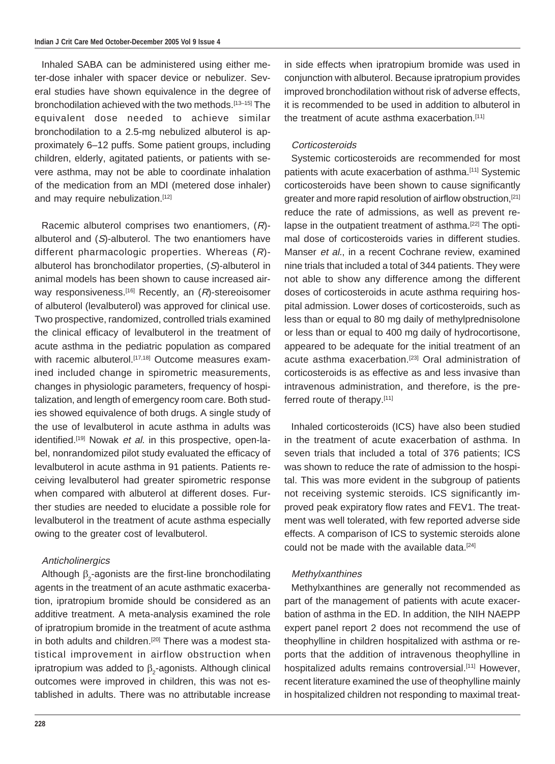Inhaled SABA can be administered using either meter-dose inhaler with spacer device or nebulizer. Several studies have shown equivalence in the degree of bronchodilation achieved with the two methods.[13–15] The equivalent dose needed to achieve similar bronchodilation to a 2.5-mg nebulized albuterol is approximately 6–12 puffs. Some patient groups, including children, elderly, agitated patients, or patients with severe asthma, may not be able to coordinate inhalation of the medication from an MDI (metered dose inhaler) and may require nebulization.[12]

Racemic albuterol comprises two enantiomers, (*R*)-albuterol and (*S*)-albuterol. The two enantiomers have different pharmacologic properties. Whereas (*R*)-albuterol has bronchodilator properties, (*S*)-albuterol in animal models has been shown to cause increased airway responsiveness.[16] Recently, an (*R*)-stereoisomer of albuterol (levalbuterol) was approved for clinical use. Two prospective, randomized, controlled trials examined the clinical efficacy of levalbuterol in the treatment of acute asthma in the pediatric population as compared with racemic albuterol.[17,18] Outcome measures examined included change in spirometric measurements, changes in physiologic parameters, frequency of hospitalization, and length of emergency room care. Both studies showed equivalence of both drugs. A single study of the use of levalbuterol in acute asthma in adults was identified.[19] Nowak *et al.* in this prospective, open-label, nonrandomized pilot study evaluated the efficacy of levalbuterol in acute asthma in 91 patients. Patients receiving levalbuterol had greater spirometric response when compared with albuterol at different doses. Further studies are needed to elucidate a possible role for levalbuterol in the treatment of acute asthma especially owing to the greater cost of levalbuterol.

### *Anticholinergics*

Although $\beta_2$-agonists are the first-line bronchodilating agents in the treatment of an acute asthmatic exacerbation, ipratropium bromide should be considered as an additive treatment. A meta-analysis examined the role of ipratropium bromide in the treatment of acute asthma in both adults and children.[20] There was a modest statistical improvement in airflow obstruction when ipratropium was added to $\beta_2$-agonists. Although clinical outcomes were improved in children, this was not established in adults. There was no attributable increase in side effects when ipratropium bromide was used in conjunction with albuterol. Because ipratropium provides improved bronchodilation without risk of adverse effects, it is recommended to be used in addition to albuterol in the treatment of acute asthma exacerbation.[11]

### *Corticosteroids*

Systemic corticosteroids are recommended for most patients with acute exacerbation of asthma.[11] Systemic corticosteroids have been shown to cause significantly greater and more rapid resolution of airflow obstruction,[21] reduce the rate of admissions, as well as prevent relapse in the outpatient treatment of asthma.[22] The optimal dose of corticosteroids varies in different studies. Manser *et al.*, in a recent Cochrane review, examined nine trials that included a total of 344 patients. They were not able to show any difference among the different doses of corticosteroids in acute asthma requiring hospital admission. Lower doses of corticosteroids, such as less than or equal to 80 mg daily of methylprednisolone or less than or equal to 400 mg daily of hydrocortisone, appeared to be adequate for the initial treatment of an acute asthma exacerbation.[23] Oral administration of corticosteroids is as effective as and less invasive than intravenous administration, and therefore, is the preferred route of therapy.[11]

Inhaled corticosteroids (ICS) have also been studied in the treatment of acute exacerbation of asthma. In seven trials that included a total of 376 patients; ICS was shown to reduce the rate of admission to the hospital. This was more evident in the subgroup of patients not receiving systemic steroids. ICS significantly improved peak expiratory flow rates and FEV1. The treatment was well tolerated, with few reported adverse side effects. A comparison of ICS to systemic steroids alone could not be made with the available data.[24]

### *Methylxanthines*

Methylxanthines are generally not recommended as part of the management of patients with acute exacerbation of asthma in the ED. In addition, the NIH NAEPP expert panel report 2 does not recommend the use of theophylline in children hospitalized with asthma or reports that the addition of intravenous theophylline in hospitalized adults remains controversial.[11] However, recent literature examined the use of theophylline mainly in hospitalized children not responding to maximal treat-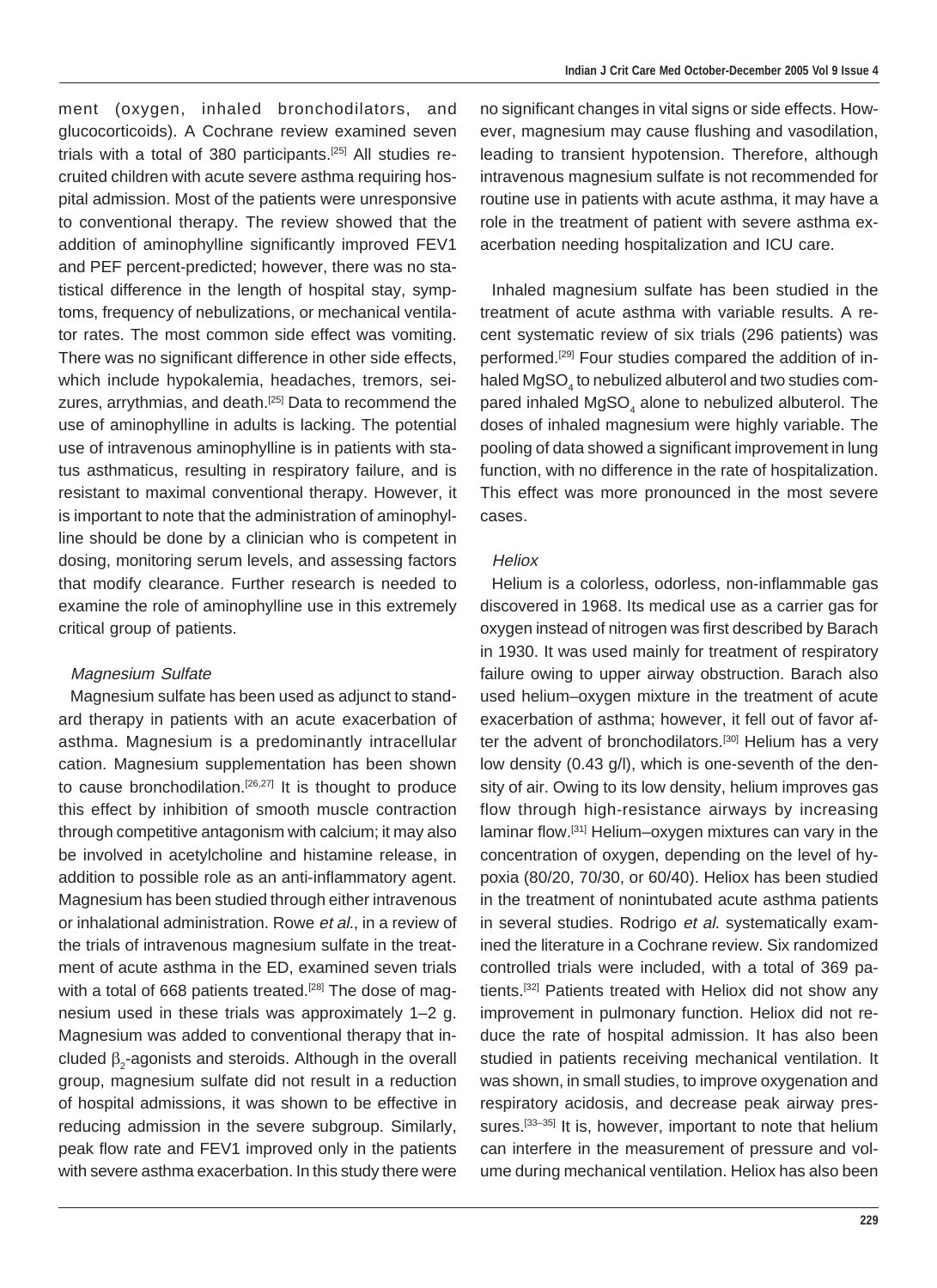ment (oxygen, inhaled bronchodilators, and glucocorticoids). A Cochrane review examined seven trials with a total of 380 participants.[25] All studies recruited children with acute severe asthma requiring hospital admission. Most of the patients were unresponsive to conventional therapy. The review showed that the addition of aminophylline significantly improved FEV1 and PEF percent-predicted; however, there was no statistical difference in the length of hospital stay, symptoms, frequency of nebulizations, or mechanical ventilator rates. The most common side effect was vomiting. There was no significant difference in other side effects, which include hypokalemia, headaches, tremors, seizures, arrythmias, and death.[25] Data to recommend the use of aminophylline in adults is lacking. The potential use of intravenous aminophylline is in patients with status asthmaticus, resulting in respiratory failure, and is resistant to maximal conventional therapy. However, it is important to note that the administration of aminophylline should be done by a clinician who is competent in dosing, monitoring serum levels, and assessing factors that modify clearance. Further research is needed to examine the role of aminophylline use in this extremely critical group of patients.

#### *Magnesium Sulfate*

Magnesium sulfate has been used as adjunct to standard therapy in patients with an acute exacerbation of asthma. Magnesium is a predominantly intracellular cation. Magnesium supplementation has been shown to cause bronchodilation.[26,27] It is thought to produce this effect by inhibition of smooth muscle contraction through competitive antagonism with calcium; it may also be involved in acetylcholine and histamine release, in addition to possible role as an anti-inflammatory agent. Magnesium has been studied through either intravenous or inhalational administration. Rowe *et al.*, in a review of the trials of intravenous magnesium sulfate in the treatment of acute asthma in the ED, examined seven trials with a total of 668 patients treated.[28] The dose of magnesium used in these trials was approximately 1–2 g. Magnesium was added to conventional therapy that included $\beta_2$-agonists and steroids. Although in the overall group, magnesium sulfate did not result in a reduction of hospital admissions, it was shown to be effective in reducing admission in the severe subgroup. Similarly, peak flow rate and FEV1 improved only in the patients with severe asthma exacerbation. In this study there were no significant changes in vital signs or side effects. However, magnesium may cause flushing and vasodilation, leading to transient hypotension. Therefore, although intravenous magnesium sulfate is not recommended for routine use in patients with acute asthma, it may have a role in the treatment of patient with severe asthma exacerbation needing hospitalization and ICU care.

Inhaled magnesium sulfate has been studied in the treatment of acute asthma with variable results. A recent systematic review of six trials (296 patients) was performed.[29] Four studies compared the addition of inhaled $MgSO_4$ to nebulized albuterol and two studies compared inhaled $MgSO_4$ alone to nebulized albuterol. The doses of inhaled magnesium were highly variable. The pooling of data showed a significant improvement in lung function, with no difference in the rate of hospitalization. This effect was more pronounced in the most severe cases.

#### *Heliox*

Helium is a colorless, odorless, non-inflammable gas discovered in 1968. Its medical use as a carrier gas for oxygen instead of nitrogen was first described by Barach in 1930. It was used mainly for treatment of respiratory failure owing to upper airway obstruction. Barach also used helium–oxygen mixture in the treatment of acute exacerbation of asthma; however, it fell out of favor after the advent of bronchodilators.[30] Helium has a very low density (0.43 g/l), which is one-seventh of the density of air. Owing to its low density, helium improves gas flow through high-resistance airways by increasing laminar flow.[31] Helium–oxygen mixtures can vary in the concentration of oxygen, depending on the level of hypoxia (80/20, 70/30, or 60/40). Heliox has been studied in the treatment of nonintubated acute asthma patients in several studies. Rodrigo *et al.* systematically examined the literature in a Cochrane review. Six randomized controlled trials were included, with a total of 369 patients.[32] Patients treated with Heliox did not show any improvement in pulmonary function. Heliox did not reduce the rate of hospital admission. It has also been studied in patients receiving mechanical ventilation. It was shown, in small studies, to improve oxygenation and respiratory acidosis, and decrease peak airway pressures.[33–35] It is, however, important to note that helium can interfere in the measurement of pressure and volume during mechanical ventilation. Heliox has also been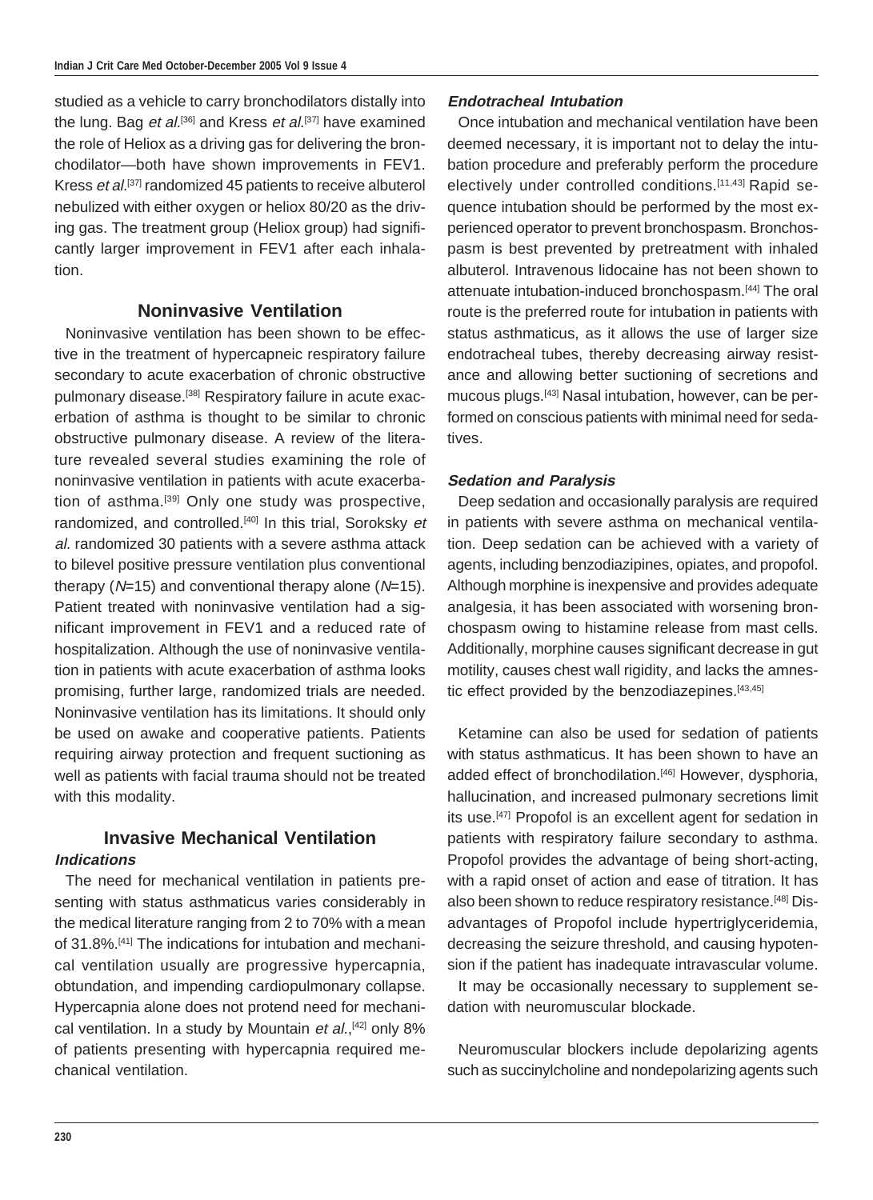studied as a vehicle to carry bronchodilators distally into the lung. Bag *et al.*[36] and Kress *et al.*[37] have examined the role of Heliox as a driving gas for delivering the bronchodilator—both have shown improvements in FEV1. Kress *et al.*[37] randomized 45 patients to receive albuterol nebulized with either oxygen or heliox 80/20 as the driving gas. The treatment group (Heliox group) had significantly larger improvement in FEV1 after each inhalation.

## Noninvasive Ventilation

Noninvasive ventilation has been shown to be effective in the treatment of hypercapneic respiratory failure secondary to acute exacerbation of chronic obstructive pulmonary disease.[38] Respiratory failure in acute exacerbation of asthma is thought to be similar to chronic obstructive pulmonary disease. A review of the literature revealed several studies examining the role of noninvasive ventilation in patients with acute exacerbation of asthma.[39] Only one study was prospective, randomized, and controlled.[40] In this trial, Soroksky *et al.* randomized 30 patients with a severe asthma attack to bilevel positive pressure ventilation plus conventional therapy (*N*=15) and conventional therapy alone (*N*=15). Patient treated with noninvasive ventilation had a significant improvement in FEV1 and a reduced rate of hospitalization. Although the use of noninvasive ventilation in patients with acute exacerbation of asthma looks promising, further large, randomized trials are needed. Noninvasive ventilation has its limitations. It should only be used on awake and cooperative patients. Patients requiring airway protection and frequent suctioning as well as patients with facial trauma should not be treated with this modality.

## Invasive Mechanical Ventilation

### *Indications*

The need for mechanical ventilation in patients presenting with status asthmaticus varies considerably in the medical literature ranging from 2 to 70% with a mean of 31.8%.[41] The indications for intubation and mechanical ventilation usually are progressive hypercapnia, obtundation, and impending cardiopulmonary collapse. Hypercapnia alone does not protend need for mechanical ventilation. In a study by Mountain *et al.*,[42] only 8% of patients presenting with hypercapnia required mechanical ventilation.

### *Endotracheal Intubation*

Once intubation and mechanical ventilation have been deemed necessary, it is important not to delay the intubation procedure and preferably perform the procedure electively under controlled conditions.[11,43] Rapid sequence intubation should be performed by the most experienced operator to prevent bronchospasm. Bronchospasm is best prevented by pretreatment with inhaled albuterol. Intravenous lidocaine has not been shown to attenuate intubation-induced bronchospasm.[44] The oral route is the preferred route for intubation in patients with status asthmaticus, as it allows the use of larger size endotracheal tubes, thereby decreasing airway resistance and allowing better suctioning of secretions and mucous plugs.[43] Nasal intubation, however, can be performed on conscious patients with minimal need for sedatives.

### *Sedation and Paralysis*

Deep sedation and occasionally paralysis are required in patients with severe asthma on mechanical ventilation. Deep sedation can be achieved with a variety of agents, including benzodiazipines, opiates, and propofol. Although morphine is inexpensive and provides adequate analgesia, it has been associated with worsening bronchospasm owing to histamine release from mast cells. Additionally, morphine causes significant decrease in gut motility, causes chest wall rigidity, and lacks the amnestic effect provided by the benzodiazepines.[43,45]

Ketamine can also be used for sedation of patients with status asthmaticus. It has been shown to have an added effect of bronchodilation.[46] However, dysphoria, hallucination, and increased pulmonary secretions limit its use.[47] Propofol is an excellent agent for sedation in patients with respiratory failure secondary to asthma. Propofol provides the advantage of being short-acting, with a rapid onset of action and ease of titration. It has also been shown to reduce respiratory resistance.[48] Disadvantages of Propofol include hypertriglyceridemia, decreasing the seizure threshold, and causing hypotension if the patient has inadequate intravascular volume.

It may be occasionally necessary to supplement sedation with neuromuscular blockade.

Neuromuscular blockers include depolarizing agents such as succinylcholine and nondepolarizing agents such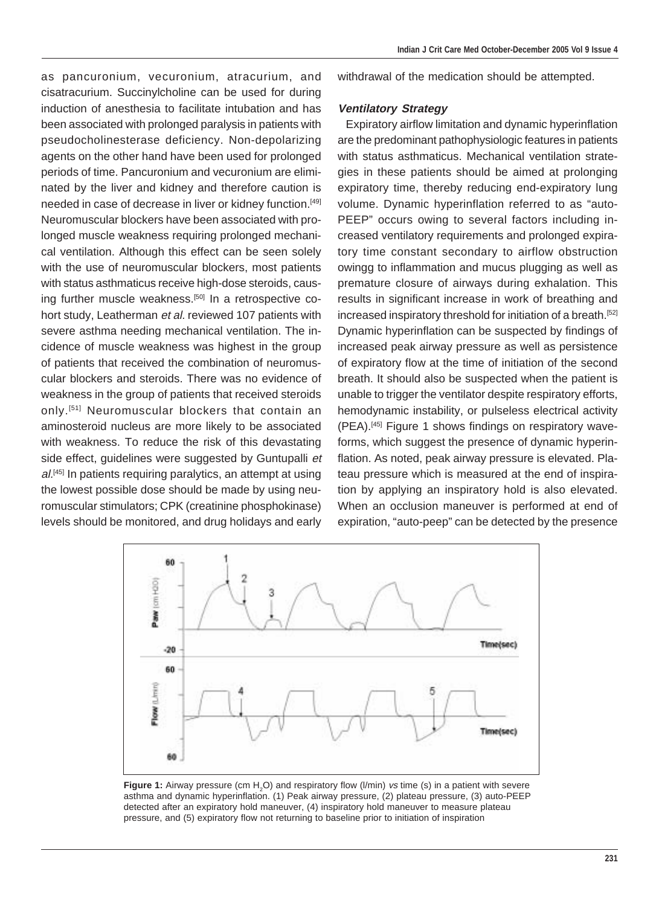as pancuronium, vecuronium, atracurium, and cisatracurium. Succinylcholine can be used for during induction of anesthesia to facilitate intubation and has been associated with prolonged paralysis in patients with pseudocholinesterase deficiency. Non-depolarizing agents on the other hand have been used for prolonged periods of time. Pancuronium and vecuronium are eliminated by the liver and kidney and therefore caution is needed in case of decrease in liver or kidney function.[49] Neuromuscular blockers have been associated with prolonged muscle weakness requiring prolonged mechanical ventilation. Although this effect can be seen solely with the use of neuromuscular blockers, most patients with status asthmaticus receive high-dose steroids, causing further muscle weakness.[50] In a retrospective cohort study, Leatherman *et al*. reviewed 107 patients with severe asthma needing mechanical ventilation. The incidence of muscle weakness was highest in the group of patients that received the combination of neuromuscular blockers and steroids. There was no evidence of weakness in the group of patients that received steroids only.[51] Neuromuscular blockers that contain an aminosteroid nucleus are more likely to be associated with weakness. To reduce the risk of this devastating side effect, guidelines were suggested by Guntupalli *et al*.[45] In patients requiring paralytics, an attempt at using the lowest possible dose should be made by using neuromuscular stimulators; CPK (creatinine phosphokinase) levels should be monitored, and drug holidays and early withdrawal of the medication should be attempted.

### *Ventilatory Strategy*

Expiratory airflow limitation and dynamic hyperinflation are the predominant pathophysiologic features in patients with status asthmaticus. Mechanical ventilation strategies in these patients should be aimed at prolonging expiratory time, thereby reducing end-expiratory lung volume. Dynamic hyperinflation referred to as "auto-PEEP" occurs owing to several factors including increased ventilatory requirements and prolonged expiratory time constant secondary to airflow obstruction owingg to inflammation and mucus plugging as well as premature closure of airways during exhalation. This results in significant increase in work of breathing and increased inspiratory threshold for initiation of a breath.[52] Dynamic hyperinflation can be suspected by findings of increased peak airway pressure as well as persistence of expiratory flow at the time of initiation of the second breath. It should also be suspected when the patient is unable to trigger the ventilator despite respiratory efforts, hemodynamic instability, or pulseless electrical activity (PEA).[45] Figure 1 shows findings on respiratory waveforms, which suggest the presence of dynamic hyperinflation. As noted, peak airway pressure is elevated. Plateau pressure which is measured at the end of inspiration by applying an inspiratory hold is also elevated. When an occlusion maneuver is performed at end of expiration, "auto-peep" can be detected by the presence

**Figure 1:** Airway pressure (cm $H_2O$) and respiratory flow (l/min) *vs* time (s) in a patient with severe asthma and dynamic hyperinflation. (1) Peak airway pressure, (2) plateau pressure, (3) auto-PEEP detected after an expiratory hold maneuver, (4) inspiratory hold maneuver to measure plateau pressure, and (5) expiratory flow not returning to baseline prior to initiation of inspiration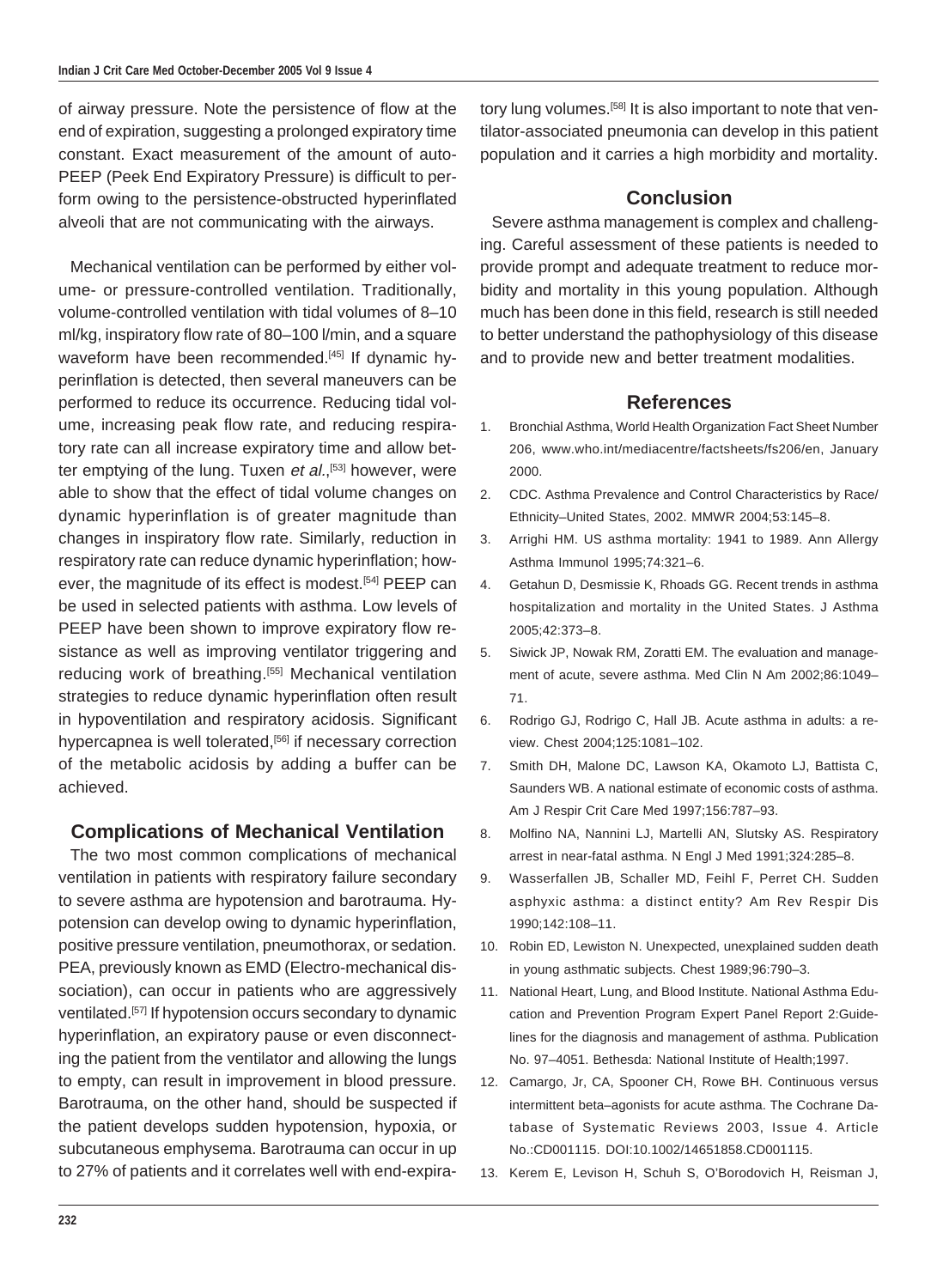of airway pressure. Note the persistence of flow at the end of expiration, suggesting a prolonged expiratory time constant. Exact measurement of the amount of auto-PEEP (Peek End Expiratory Pressure) is difficult to perform owing to the persistence-obstructed hyperinflated alveoli that are not communicating with the airways.

Mechanical ventilation can be performed by either volume- or pressure-controlled ventilation. Traditionally, volume-controlled ventilation with tidal volumes of 8–10 ml/kg, inspiratory flow rate of 80–100 l/min, and a square waveform have been recommended.[45] If dynamic hyperinflation is detected, then several maneuvers can be performed to reduce its occurrence. Reducing tidal volume, increasing peak flow rate, and reducing respiratory rate can all increase expiratory time and allow better emptying of the lung. Tuxen *et al.*,[53] however, were able to show that the effect of tidal volume changes on dynamic hyperinflation is of greater magnitude than changes in inspiratory flow rate. Similarly, reduction in respiratory rate can reduce dynamic hyperinflation; however, the magnitude of its effect is modest.[54] PEEP can be used in selected patients with asthma. Low levels of PEEP have been shown to improve expiratory flow resistance as well as improving ventilator triggering and reducing work of breathing.[55] Mechanical ventilation strategies to reduce dynamic hyperinflation often result in hypoventilation and respiratory acidosis. Significant hypercapnea is well tolerated,[56] if necessary correction of the metabolic acidosis by adding a buffer can be achieved.

## Complications of Mechanical Ventilation

The two most common complications of mechanical ventilation in patients with respiratory failure secondary to severe asthma are hypotension and barotrauma. Hypotension can develop owing to dynamic hyperinflation, positive pressure ventilation, pneumothorax, or sedation. PEA, previously known as EMD (Electro-mechanical dissociation), can occur in patients who are aggressively ventilated.[57] If hypotension occurs secondary to dynamic hyperinflation, an expiratory pause or even disconnecting the patient from the ventilator and allowing the lungs to empty, can result in improvement in blood pressure. Barotrauma, on the other hand, should be suspected if the patient develops sudden hypotension, hypoxia, or subcutaneous emphysema. Barotrauma can occur in up to 27% of patients and it correlates well with end-expiratory lung volumes.[58] It is also important to note that ventilator-associated pneumonia can develop in this patient population and it carries a high morbidity and mortality.

## Conclusion

Severe asthma management is complex and challenging. Careful assessment of these patients is needed to provide prompt and adequate treatment to reduce morbidity and mortality in this young population. Although much has been done in this field, research is still needed to better understand the pathophysiology of this disease and to provide new and better treatment modalities.

## References

1. Bronchial Asthma, World Health Organization Fact Sheet Number 206, www.who.int/mediacentre/factsheets/fs206/en, January 2000.
2. CDC. Asthma Prevalence and Control Characteristics by Race/ Ethnicity–United States, 2002. MMWR 2004;53:145–8.
3. Arrighi HM. US asthma mortality: 1941 to 1989. Ann Allergy Asthma Immunol 1995;74:321–6.
4. Getahun D, Desmissie K, Rhoads GG. Recent trends in asthma hospitalization and mortality in the United States. J Asthma 2005;42:373–8.
5. Siwick JP, Nowak RM, Zoratti EM. The evaluation and management of acute, severe asthma. Med Clin N Am 2002;86:1049–71.
6. Rodrigo GJ, Rodrigo C, Hall JB. Acute asthma in adults: a review. Chest 2004;125:1081–102.
7. Smith DH, Malone DC, Lawson KA, Okamoto LJ, Battista C, Saunders WB. A national estimate of economic costs of asthma. Am J Respir Crit Care Med 1997;156:787–93.
8. Molfino NA, Nannini LJ, Martelli AN, Slutsky AS. Respiratory arrest in near-fatal asthma. N Engl J Med 1991;324:285–8.
9. Wasserfallen JB, Schaller MD, Feihl F, Perret CH. Sudden asphyxic asthma: a distinct entity? Am Rev Respir Dis 1990;142:108–11.
10. Robin ED, Lewiston N. Unexpected, unexplained sudden death in young asthmatic subjects. Chest 1989;96:790–3.
11. National Heart, Lung, and Blood Institute. National Asthma Education and Prevention Program Expert Panel Report 2:Guidelines for the diagnosis and management of asthma. Publication No. 97–4051. Bethesda: National Institute of Health;1997.
12. Camargo, Jr, CA, Spooner CH, Rowe BH. Continuous versus intermittent beta–agonists for acute asthma. The Cochrane Database of Systematic Reviews 2003, Issue 4. Article No.:CD001115. DOI:10.1002/14651858.CD001115.
13. Kerem E, Levison H, Schuh S, O'Borodovich H, Reisman J,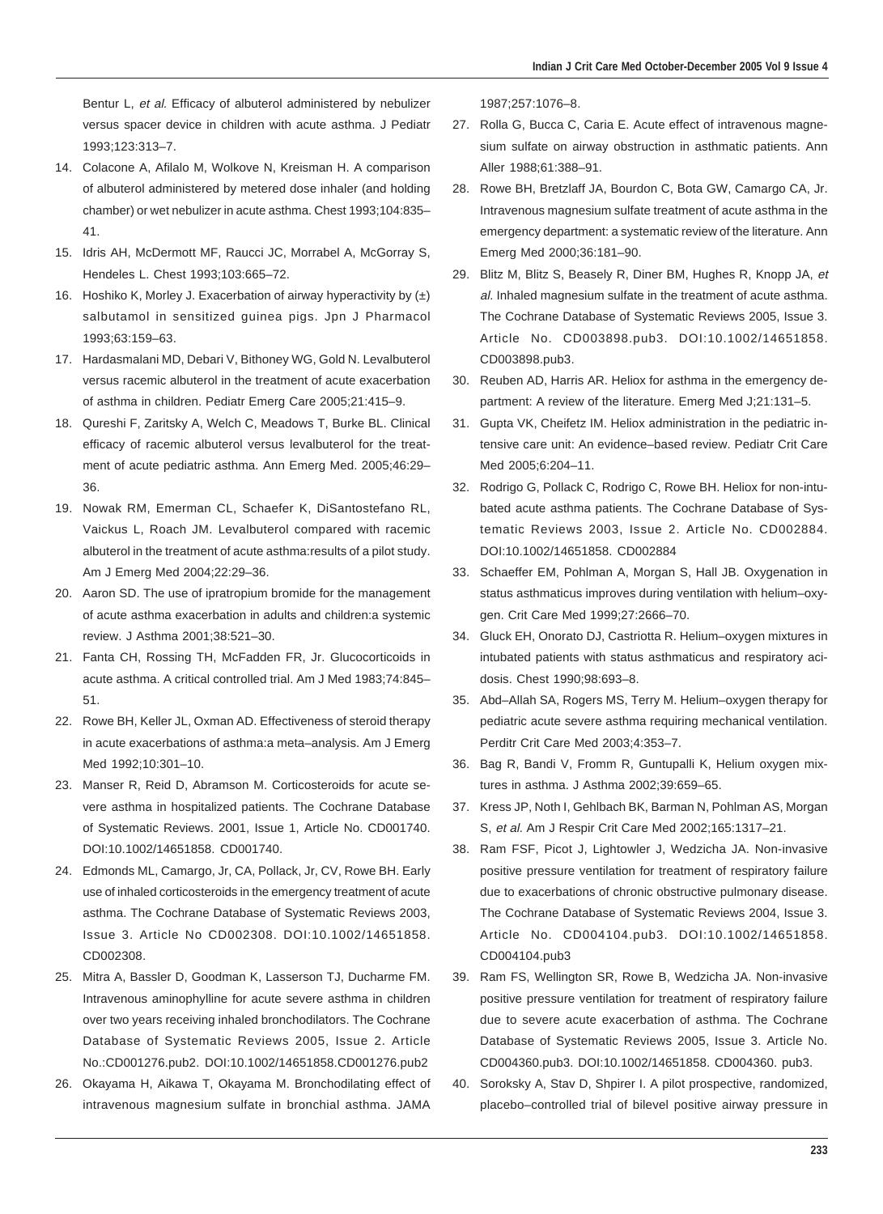Bentur L, *et al.* Efficacy of albuterol administered by nebulizer versus spacer device in children with acute asthma. J Pediatr 1993;123:313–7.

14. Colacone A, Afilalo M, Wolkove N, Kreisman H. A comparison of albuterol administered by metered dose inhaler (and holding chamber) or wet nebulizer in acute asthma. Chest 1993;104:835–41.
15. Idris AH, McDermott MF, Raucci JC, Morrabel A, McGorray S, Hendeles L. Chest 1993;103:665–72.
16. Hoshiko K, Morley J. Exacerbation of airway hyperactivity by (±) salbutamol in sensitized guinea pigs. Jpn J Pharmacol 1993;63:159–63.
17. Hardasmalani MD, Debari V, Bithoney WG, Gold N. Levalbuterol versus racemic albuterol in the treatment of acute exacerbation of asthma in children. Pediatr Emerg Care 2005;21:415–9.
18. Qureshi F, Zaritsky A, Welch C, Meadows T, Burke BL. Clinical efficacy of racemic albuterol versus levalbuterol for the treatment of acute pediatric asthma. Ann Emerg Med. 2005;46:29–36.
19. Nowak RM, Emerman CL, Schaefer K, DiSantostefano RL, Vaickus L, Roach JM. Levalbuterol compared with racemic albuterol in the treatment of acute asthma:results of a pilot study. Am J Emerg Med 2004;22:29–36.
20. Aaron SD. The use of ipratropium bromide for the management of acute asthma exacerbation in adults and children:a systemic review. J Asthma 2001;38:521–30.
21. Fanta CH, Rossing TH, McFadden FR, Jr. Glucocorticoids in acute asthma. A critical controlled trial. Am J Med 1983;74:845–51.
22. Rowe BH, Keller JL, Oxman AD. Effectiveness of steroid therapy in acute exacerbations of asthma:a meta–analysis. Am J Emerg Med 1992;10:301–10.
23. Manser R, Reid D, Abramson M. Corticosteroids for acute severe asthma in hospitalized patients. The Cochrane Database of Systematic Reviews. 2001, Issue 1, Article No. CD001740. DOI:10.1002/14651858. CD001740.
24. Edmonds ML, Camargo, Jr, CA, Pollack, Jr, CV, Rowe BH. Early use of inhaled corticosteroids in the emergency treatment of acute asthma. The Cochrane Database of Systematic Reviews 2003, Issue 3. Article No CD002308. DOI:10.1002/14651858. CD002308.
25. Mitra A, Bassler D, Goodman K, Lasserson TJ, Ducharme FM. Intravenous aminophylline for acute severe asthma in children over two years receiving inhaled bronchodilators. The Cochrane Database of Systematic Reviews 2005, Issue 2. Article No.:CD001276.pub2. DOI:10.1002/14651858.CD001276.pub2
26. Okayama H, Aikawa T, Okayama M. Bronchodilating effect of intravenous magnesium sulfate in bronchial asthma. JAMA 1987;257:1076–8.
27. Rolla G, Bucca C, Caria E. Acute effect of intravenous magnesium sulfate on airway obstruction in asthmatic patients. Ann Aller 1988;61:388–91.
28. Rowe BH, Bretzlaff JA, Bourdon C, Bota GW, Camargo CA, Jr. Intravenous magnesium sulfate treatment of acute asthma in the emergency department: a systematic review of the literature. Ann Emerg Med 2000;36:181–90.
29. Blitz M, Blitz S, Beasely R, Diner BM, Hughes R, Knopp JA, *et al.* Inhaled magnesium sulfate in the treatment of acute asthma. The Cochrane Database of Systematic Reviews 2005, Issue 3. Article No. CD003898.pub3. DOI:10.1002/14651858. CD003898.pub3.
30. Reuben AD, Harris AR. Heliox for asthma in the emergency department: A review of the literature. Emerg Med J;21:131–5.
31. Gupta VK, Cheifetz IM. Heliox administration in the pediatric intensive care unit: An evidence–based review. Pediatr Crit Care Med 2005;6:204–11.
32. Rodrigo G, Pollack C, Rodrigo C, Rowe BH. Heliox for non-intubated acute asthma patients. The Cochrane Database of Systematic Reviews 2003, Issue 2. Article No. CD002884. DOI:10.1002/14651858. CD002884
33. Schaeffer EM, Pohlman A, Morgan S, Hall JB. Oxygenation in status asthmaticus improves during ventilation with helium–oxygen. Crit Care Med 1999;27:2666–70.
34. Gluck EH, Onorato DJ, Castriotta R. Helium–oxygen mixtures in intubated patients with status asthmaticus and respiratory acidosis. Chest 1990;98:693–8.
35. Abd–Allah SA, Rogers MS, Terry M. Helium–oxygen therapy for pediatric acute severe asthma requiring mechanical ventilation. Perditr Crit Care Med 2003;4:353–7.
36. Bag R, Bandi V, Fromm R, Guntupalli K, Helium oxygen mixtures in asthma. J Asthma 2002;39:659–65.
37. Kress JP, Noth I, Gehlbach BK, Barman N, Pohlman AS, Morgan S, *et al.* Am J Respir Crit Care Med 2002;165:1317–21.
38. Ram FSF, Picot J, Lightowler J, Wedzicha JA. Non-invasive positive pressure ventilation for treatment of respiratory failure due to exacerbations of chronic obstructive pulmonary disease. The Cochrane Database of Systematic Reviews 2004, Issue 3. Article No. CD004104.pub3. DOI:10.1002/14651858. CD004104.pub3
39. Ram FS, Wellington SR, Rowe B, Wedzicha JA. Non-invasive positive pressure ventilation for treatment of respiratory failure due to severe acute exacerbation of asthma. The Cochrane Database of Systematic Reviews 2005, Issue 3. Article No. CD004360.pub3. DOI:10.1002/14651858. CD004360. pub3.
40. Soroksky A, Stav D, Shpirer I. A pilot prospective, randomized, placebo–controlled trial of bilevel positive airway pressure in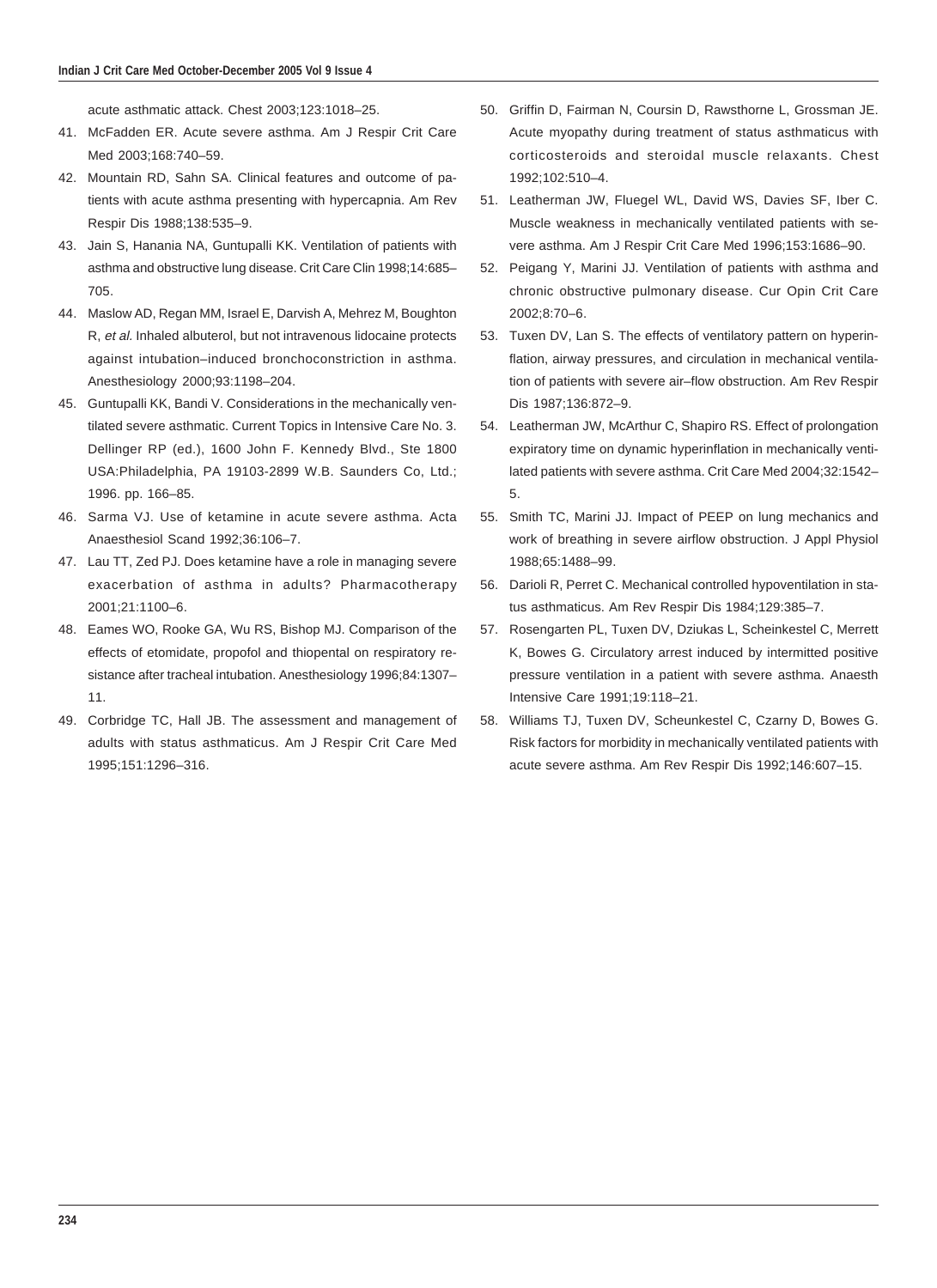acute asthmatic attack. Chest 2003;123:1018–25.

41. McFadden ER. Acute severe asthma. Am J Respir Crit Care Med 2003;168:740–59.
42. Mountain RD, Sahn SA. Clinical features and outcome of patients with acute asthma presenting with hypercapnia. Am Rev Respir Dis 1988;138:535–9.
43. Jain S, Hanania NA, Guntupalli KK. Ventilation of patients with asthma and obstructive lung disease. Crit Care Clin 1998;14:685–705.
44. Maslow AD, Regan MM, Israel E, Darvish A, Mehrez M, Boughton R, *et al.* Inhaled albuterol, but not intravenous lidocaine protects against intubation–induced bronchoconstriction in asthma. Anesthesiology 2000;93:1198–204.
45. Guntupalli KK, Bandi V. Considerations in the mechanically ventilated severe asthmatic. Current Topics in Intensive Care No. 3. Dellinger RP (ed.), 1600 John F. Kennedy Blvd., Ste 1800 USA:Philadelphia, PA 19103-2899 W.B. Saunders Co, Ltd.; 1996. pp. 166–85.
46. Sarma VJ. Use of ketamine in acute severe asthma. Acta Anaesthesiol Scand 1992;36:106–7.
47. Lau TT, Zed PJ. Does ketamine have a role in managing severe exacerbation of asthma in adults? Pharmacotherapy 2001;21:1100–6.
48. Eames WO, Rooke GA, Wu RS, Bishop MJ. Comparison of the effects of etomidate, propofol and thiopental on respiratory resistance after tracheal intubation. Anesthesiology 1996;84:1307–11.
49. Corbridge TC, Hall JB. The assessment and management of adults with status asthmaticus. Am J Respir Crit Care Med 1995;151:1296–316.
50. Griffin D, Fairman N, Coursin D, Rawsthorne L, Grossman JE. Acute myopathy during treatment of status asthmaticus with corticosteroids and steroidal muscle relaxants. Chest 1992;102:510–4.
51. Leatherman JW, Fluegel WL, David WS, Davies SF, Iber C. Muscle weakness in mechanically ventilated patients with severe asthma. Am J Respir Crit Care Med 1996;153:1686–90.
52. Peigang Y, Marini JJ. Ventilation of patients with asthma and chronic obstructive pulmonary disease. Cur Opin Crit Care 2002;8:70–6.
53. Tuxen DV, Lan S. The effects of ventilatory pattern on hyperinflation, airway pressures, and circulation in mechanical ventilation of patients with severe air–flow obstruction. Am Rev Respir Dis 1987;136:872–9.
54. Leatherman JW, McArthur C, Shapiro RS. Effect of prolongation expiratory time on dynamic hyperinflation in mechanically ventilated patients with severe asthma. Crit Care Med 2004;32:1542–5.
55. Smith TC, Marini JJ. Impact of PEEP on lung mechanics and work of breathing in severe airflow obstruction. J Appl Physiol 1988;65:1488–99.
56. Darioli R, Perret C. Mechanical controlled hypoventilation in status asthmaticus. Am Rev Respir Dis 1984;129:385–7.
57. Rosengarten PL, Tuxen DV, Dziukas L, Scheinkestel C, Merrett K, Bowes G. Circulatory arrest induced by intermitted positive pressure ventilation in a patient with severe asthma. Anaesth Intensive Care 1991;19:118–21.
58. Williams TJ, Tuxen DV, Scheunkestel C, Czarny D, Bowes G. Risk factors for morbidity in mechanically ventilated patients with acute severe asthma. Am Rev Respir Dis 1992;146:607–15.